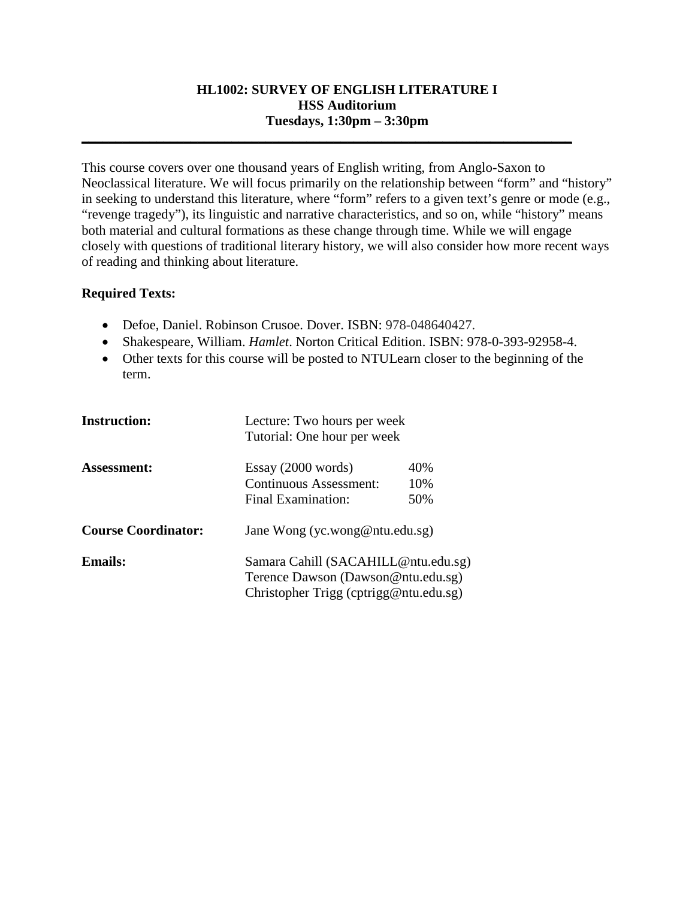**HL1002: SURVEY OF ENGLISH LITERATURE I**
**HSS Auditorium**
**Tuesdays, 1:30pm – 3:30pm**

---

This course covers over one thousand years of English writing, from Anglo-Saxon to Neoclassical literature. We will focus primarily on the relationship between "form" and "history" in seeking to understand this literature, where "form" refers to a given text's genre or mode (e.g., "revenge tragedy"), its linguistic and narrative characteristics, and so on, while "history" means both material and cultural formations as these change through time. While we will engage closely with questions of traditional literary history, we will also consider how more recent ways of reading and thinking about literature.

**Required Texts:**

- Defoe, Daniel. Robinson Crusoe. Dover. ISBN: 978-048640427.
- Shakespeare, William. *Hamlet*. Norton Critical Edition. ISBN: 978-0-393-92958-4.
- Other texts for this course will be posted to NTULearn closer to the beginning of the term.

**Instruction:** Lecture: Two hours per week
Tutorial: One hour per week

**Assessment:**

| | |
|---|---|
| Essay (2000 words) | 40% |
| Continuous Assessment: | 10% |
| Final Examination: | 50% |

**Course Coordinator:** Jane Wong (yc.wong@ntu.edu.sg)

**Emails:**
Samara Cahill (SACAHILL@ntu.edu.sg)
Terence Dawson (Dawson@ntu.edu.sg)
Christopher Trigg (cptrigg@ntu.edu.sg)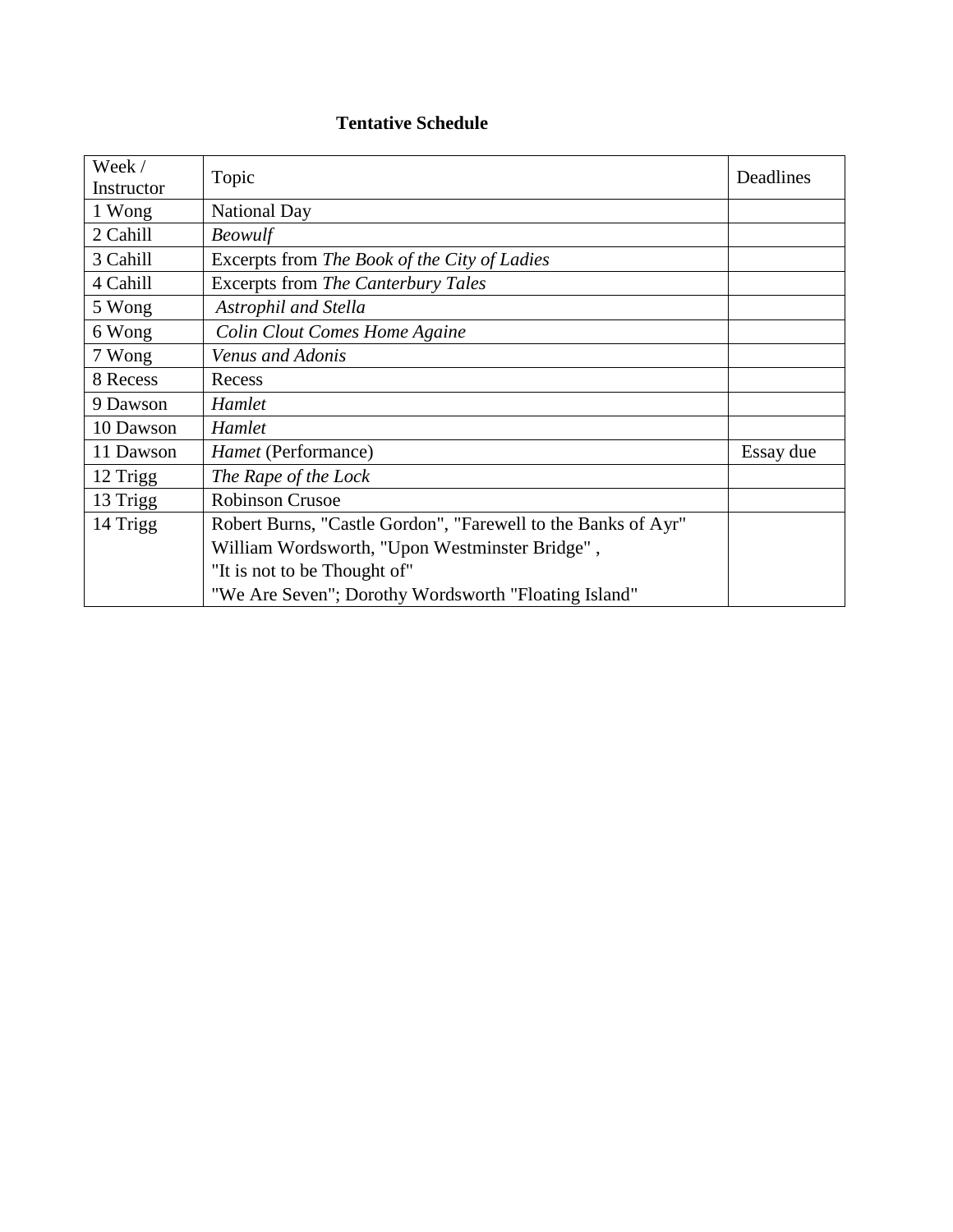**Tentative Schedule**

| Week / Instructor | Topic | Deadlines |
|---|---|---|
| 1 Wong | National Day | |
| 2 Cahill | *Beowulf* | |
| 3 Cahill | Excerpts from *The Book of the City of Ladies* | |
| 4 Cahill | Excerpts from *The Canterbury Tales* | |
| 5 Wong | *Astrophil and Stella* | |
| 6 Wong | *Colin Clout Comes Home Againe* | |
| 7 Wong | *Venus and Adonis* | |
| 8 Recess | Recess | |
| 9 Dawson | *Hamlet* | |
| 10 Dawson | *Hamlet* | |
| 11 Dawson | *Hamet* (Performance) | Essay due |
| 12 Trigg | *The Rape of the Lock* | |
| 13 Trigg | Robinson Crusoe | |
| 14 Trigg | Robert Burns, "Castle Gordon", "Farewell to the Banks of Ayr" William Wordsworth, "Upon Westminster Bridge" , "It is not to be Thought of" "We Are Seven"; Dorothy Wordsworth "Floating Island" | |